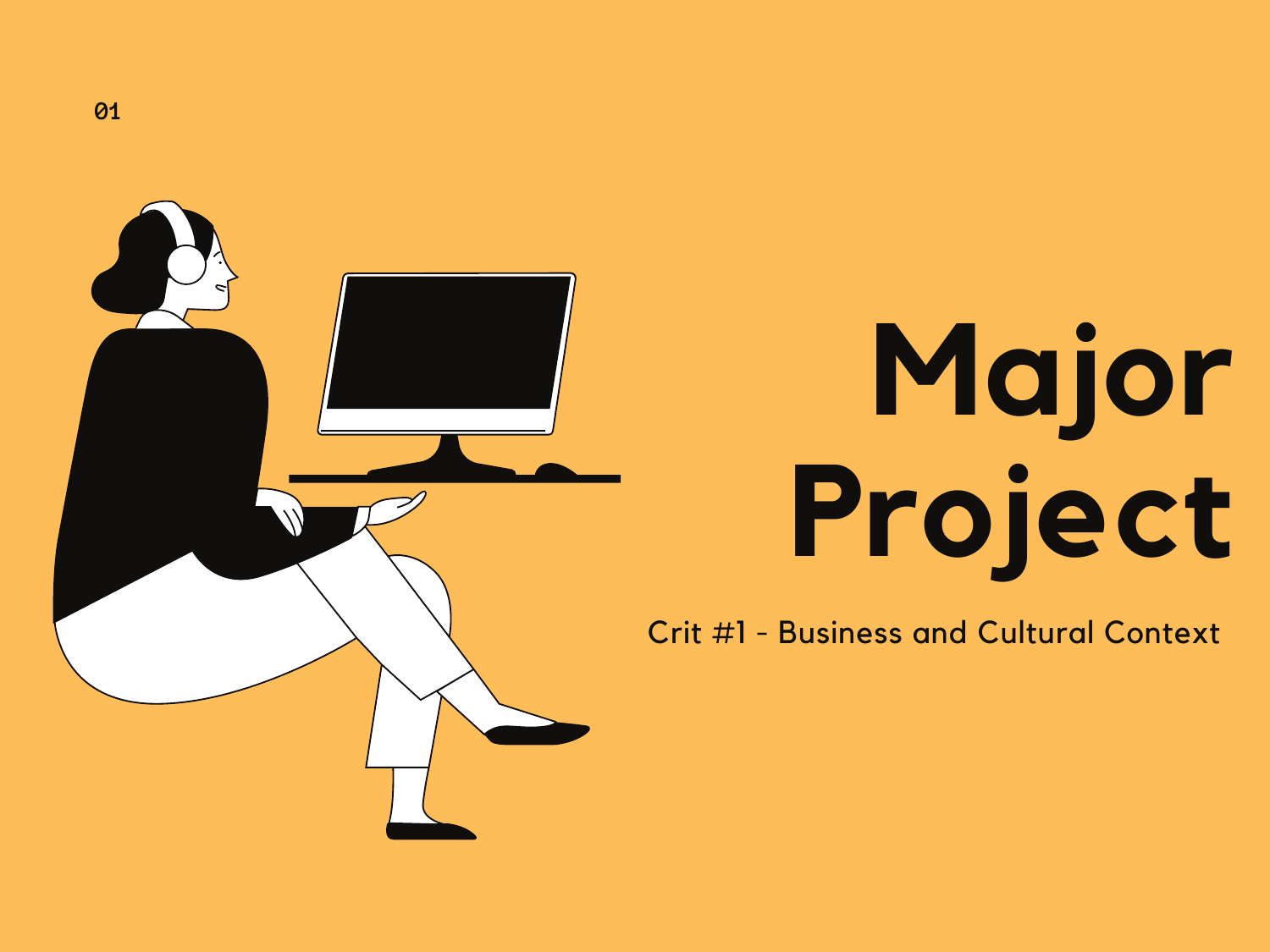01

# Major Project

Crit #1 - Business and Cultural Context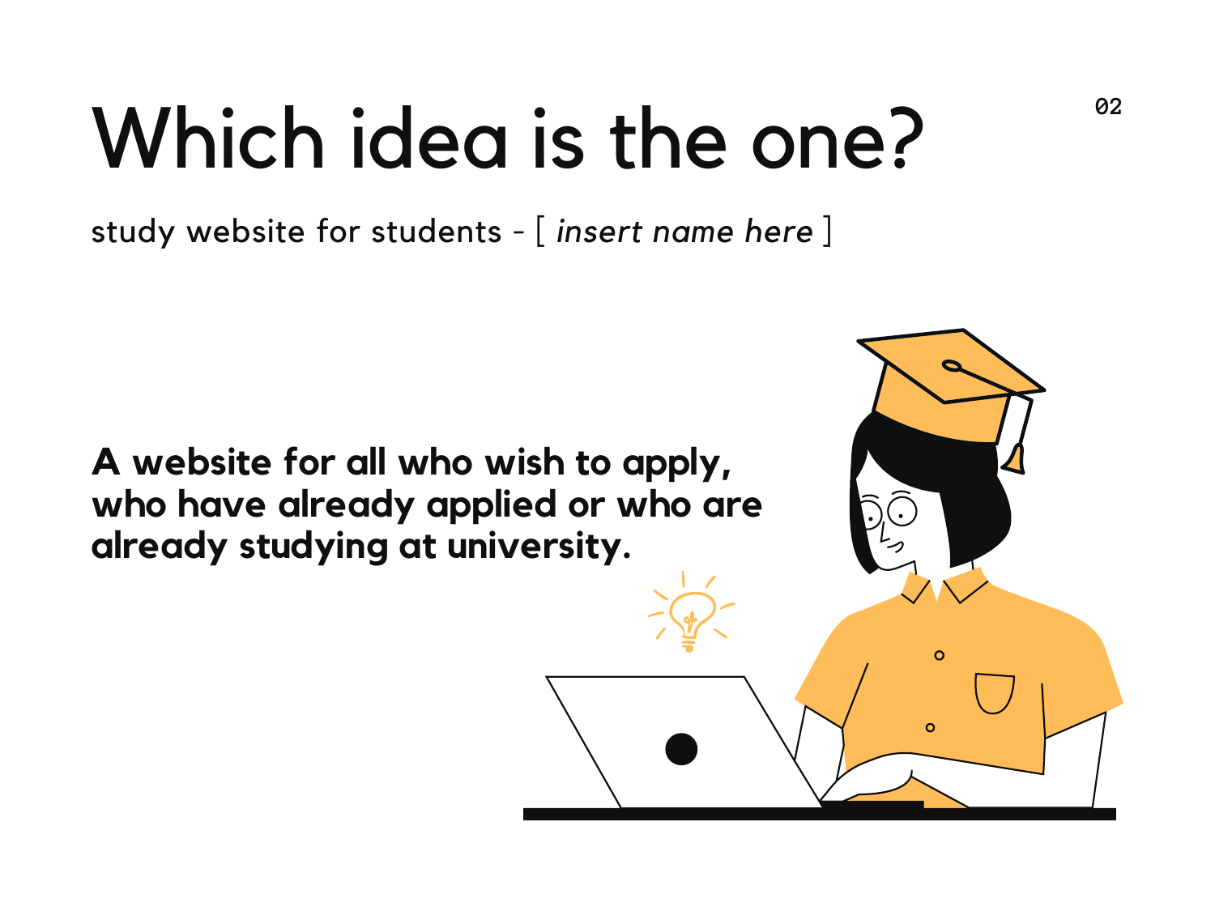# Which idea is the one?

study website for students - [ *insert name here* ]

**A website for all who wish to apply, who have already applied or who are already studying at university.**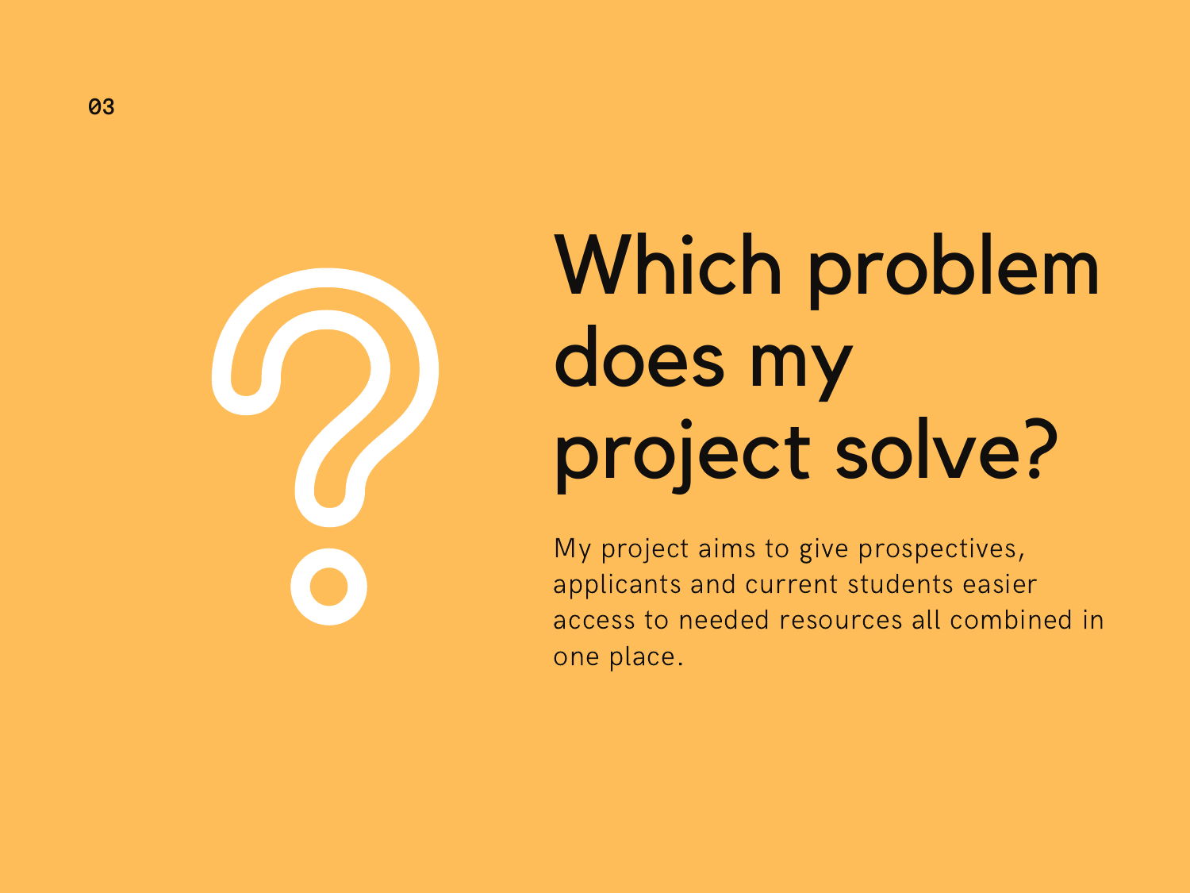# Which problem does my project solve?

My project aims to give prospectives, applicants and current students easier access to needed resources all combined in one place.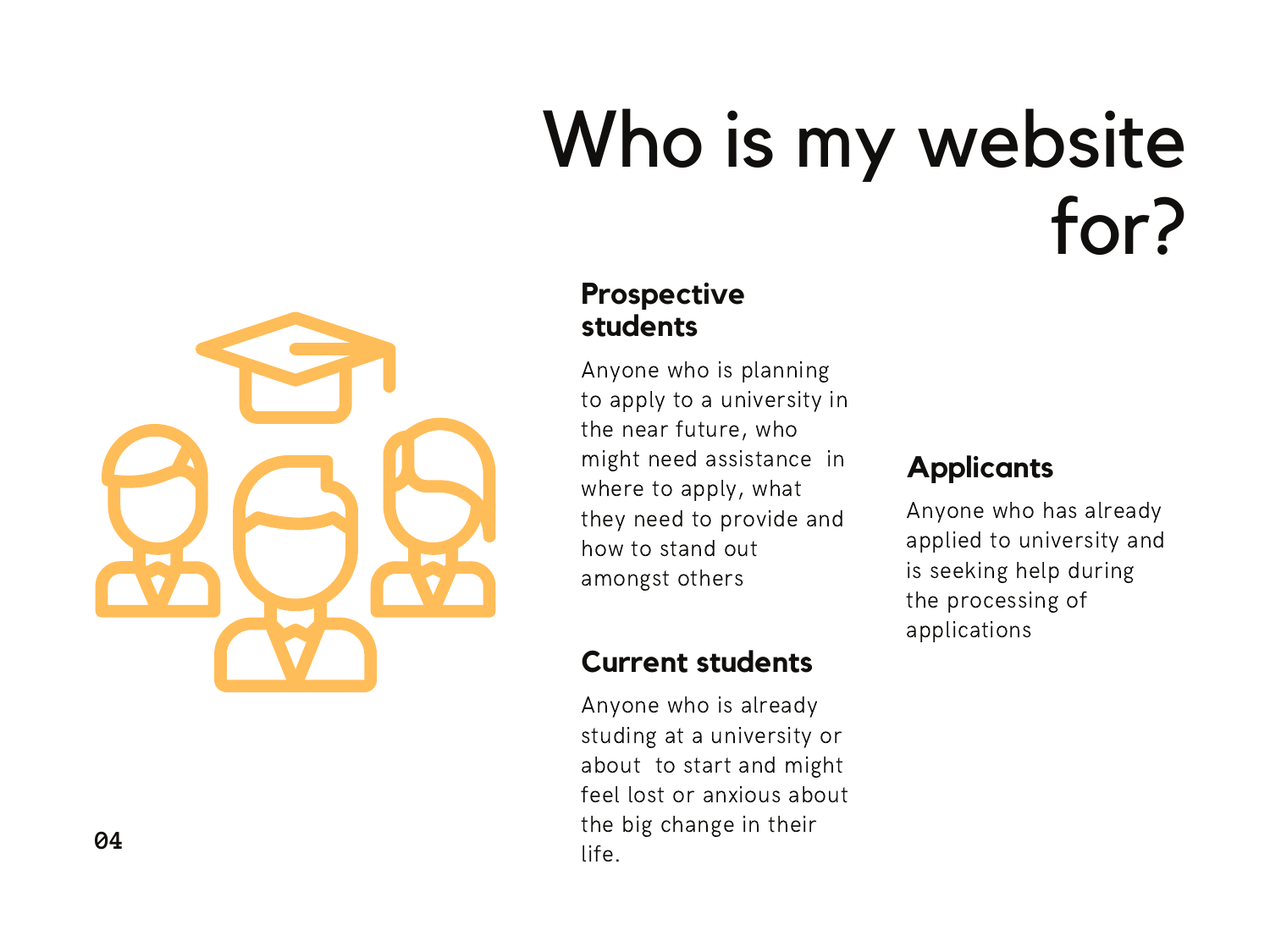# Who is my website for?

## Prospective students

Anyone who is planning to apply to a university in the near future, who might need assistance in where to apply, what they need to provide and how to stand out amongst others

## Current students

Anyone who is already studing at a university or about to start and might feel lost or anxious about the big change in their life.

## Applicants

Anyone who has already applied to university and is seeking help during the processing of applications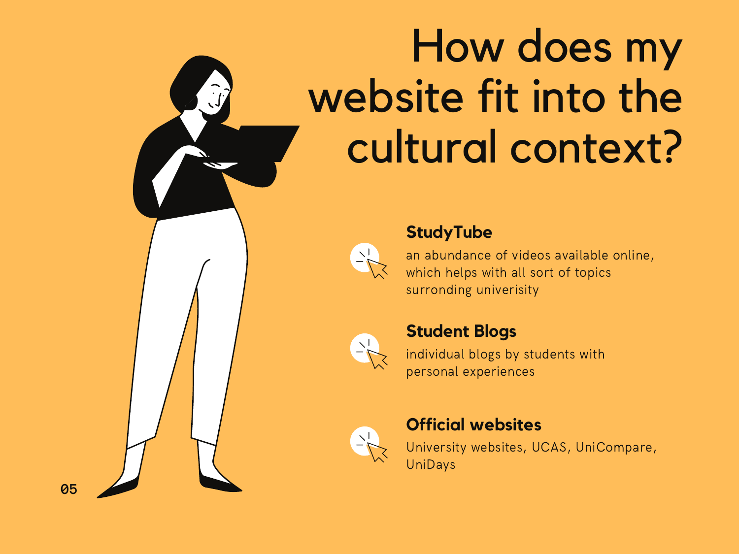# How does my website fit into the cultural context?

### StudyTube

an abundance of videos available online, which helps with all sort of topics surronding univerisity

### Student Blogs

individual blogs by students with personal experiences

### Official websites

University websites, UCAS, UniCompare, UniDays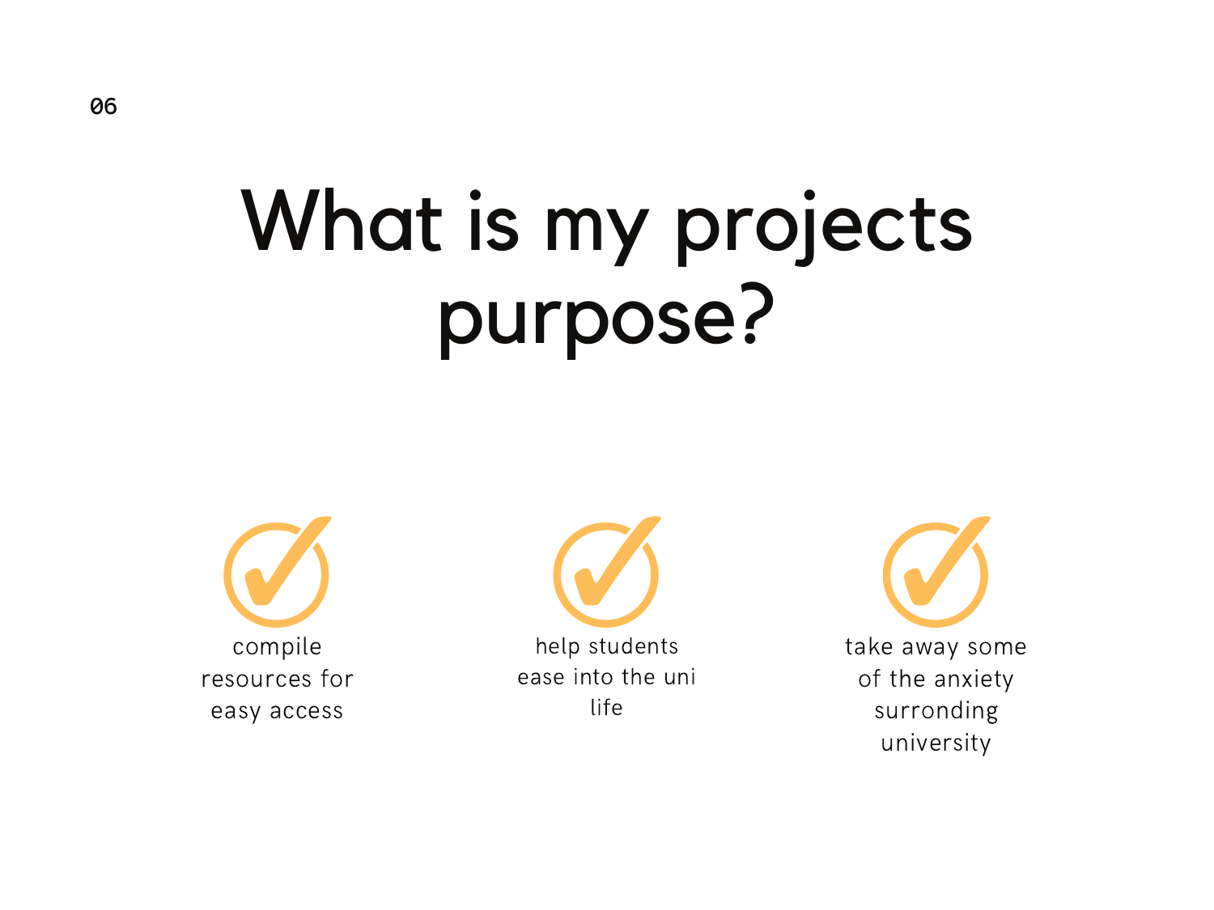# What is my projects purpose?

- compile resources for easy access
- help students ease into the uni life
- take away some of the anxiety surronding university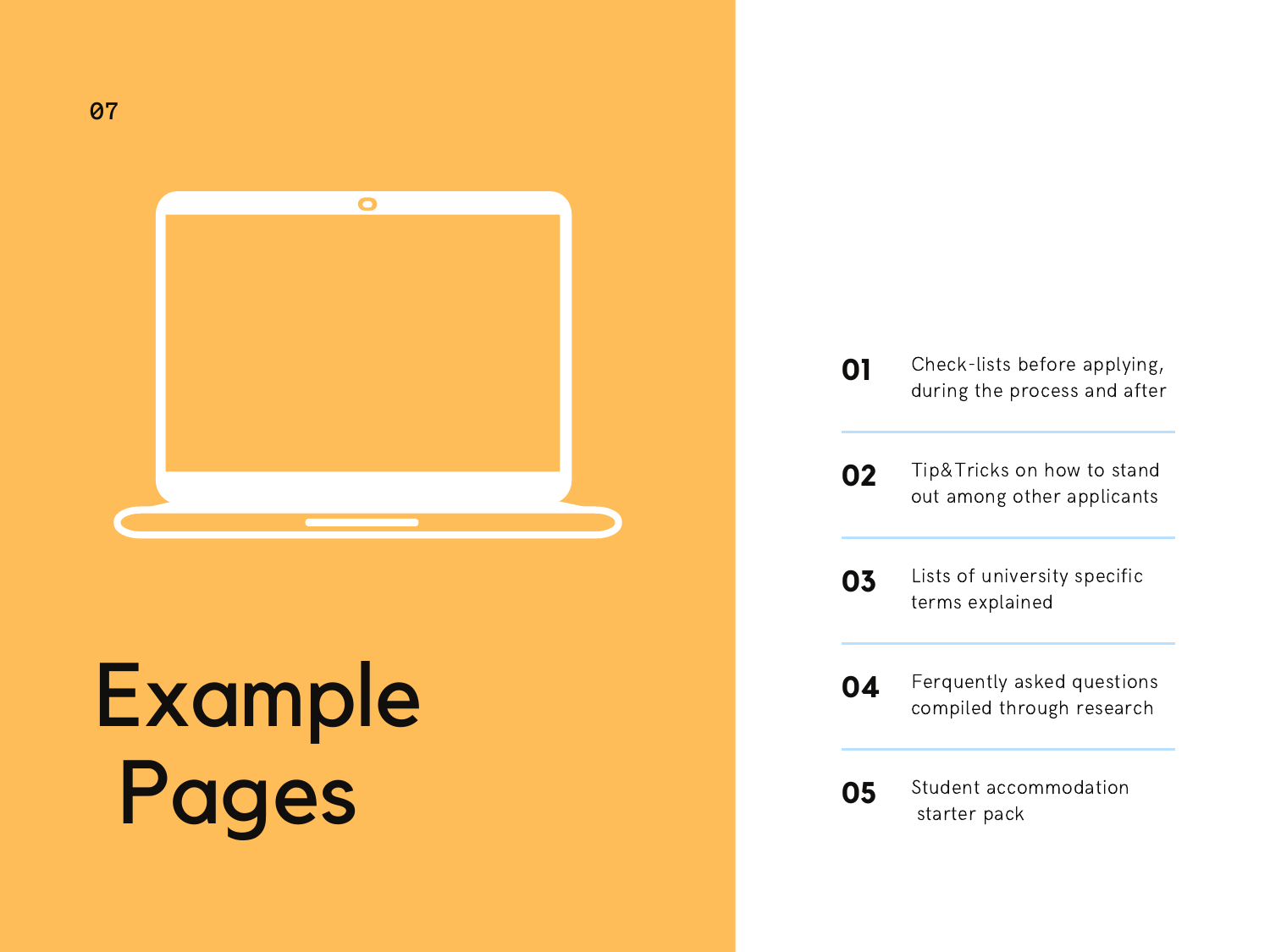# Example Pages

**01** Check-lists before applying, during the process and after

**02** Tip&Tricks on how to stand out among other applicants

**03** Lists of university specific terms explained

**04** Ferquently asked questions compiled through research

**05** Student accommodation starter pack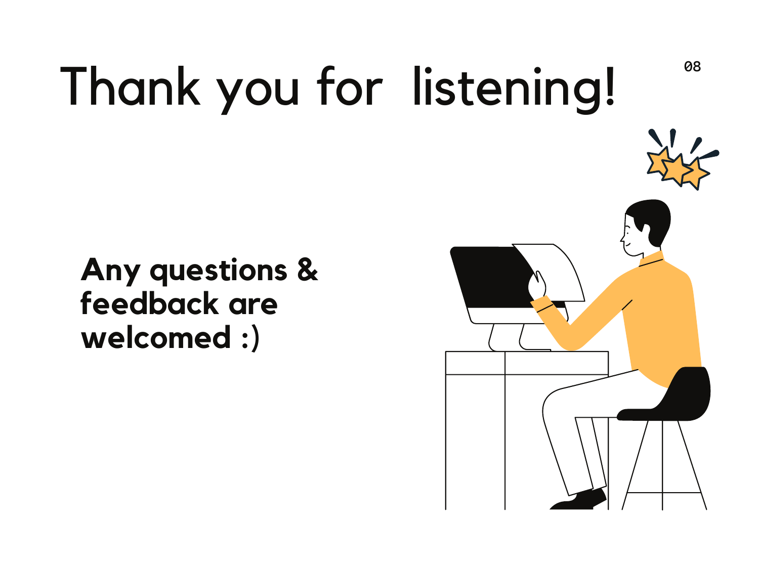# Thank you for listening!

**Any questions & feedback are welcomed :)**